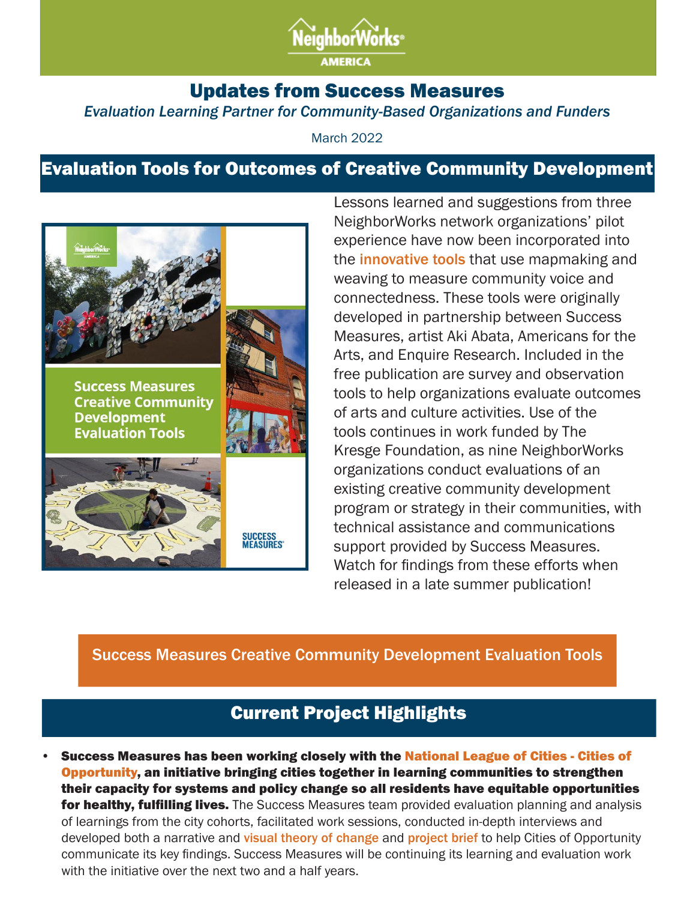NeighborWorks® AMERICA

# Updates from Success Measures

*Evaluation Learning Partner for Community-Based Organizations and Funders*

March 2022

## Evaluation Tools for Outcomes of Creative Community Development

Lessons learned and suggestions from three NeighborWorks network organizations' pilot experience have now been incorporated into the innovative tools that use mapmaking and weaving to measure community voice and connectedness. These tools were originally developed in partnership between Success Measures, artist Aki Abata, Americans for the Arts, and Enquire Research. Included in the free publication are survey and observation tools to help organizations evaluate outcomes of arts and culture activities. Use of the tools continues in work funded by The Kresge Foundation, as nine NeighborWorks organizations conduct evaluations of an existing creative community development program or strategy in their communities, with technical assistance and communications support provided by Success Measures. Watch for findings from these efforts when released in a late summer publication!

Success Measures Creative Community Development Evaluation Tools

## Current Project Highlights

- **Success Measures has been working closely with the National League of Cities - Cities of Opportunity, an initiative bringing cities together in learning communities to strengthen their capacity for systems and policy change so all residents have equitable opportunities for healthy, fulfilling lives.** The Success Measures team provided evaluation planning and analysis of learnings from the city cohorts, facilitated work sessions, conducted in-depth interviews and developed both a narrative and visual theory of change and project brief to help Cities of Opportunity communicate its key findings. Success Measures will be continuing its learning and evaluation work with the initiative over the next two and a half years.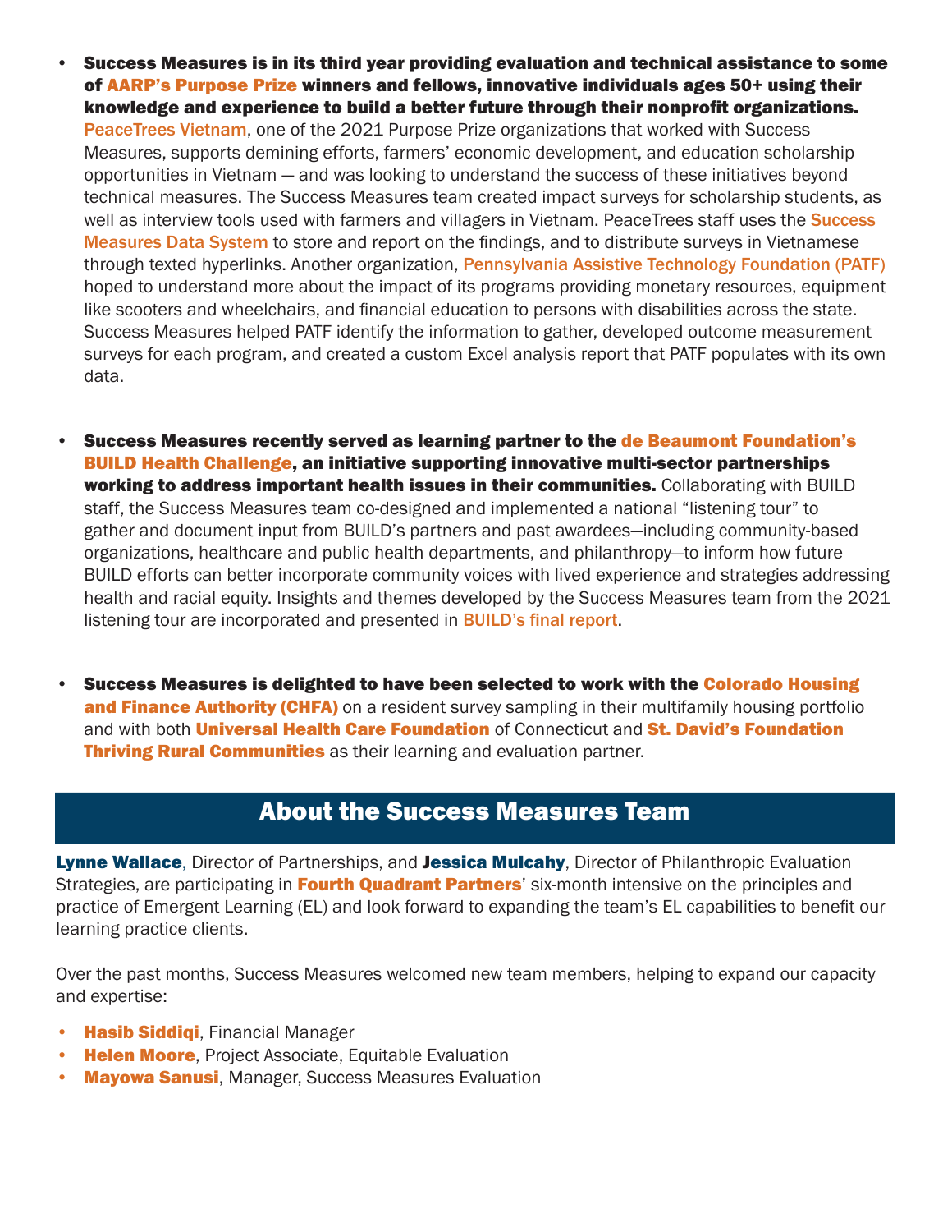- **Success Measures is in its third year providing evaluation and technical assistance to some of AARP's Purpose Prize winners and fellows, innovative individuals ages 50+ using their knowledge and experience to build a better future through their nonprofit organizations.** PeaceTrees Vietnam, one of the 2021 Purpose Prize organizations that worked with Success Measures, supports demining efforts, farmers' economic development, and education scholarship opportunities in Vietnam — and was looking to understand the success of these initiatives beyond technical measures. The Success Measures team created impact surveys for scholarship students, as well as interview tools used with farmers and villagers in Vietnam. PeaceTrees staff uses the Success Measures Data System to store and report on the findings, and to distribute surveys in Vietnamese through texted hyperlinks. Another organization, Pennsylvania Assistive Technology Foundation (PATF) hoped to understand more about the impact of its programs providing monetary resources, equipment like scooters and wheelchairs, and financial education to persons with disabilities across the state. Success Measures helped PATF identify the information to gather, developed outcome measurement surveys for each program, and created a custom Excel analysis report that PATF populates with its own data.

- **Success Measures recently served as learning partner to the de Beaumont Foundation's BUILD Health Challenge, an initiative supporting innovative multi-sector partnerships working to address important health issues in their communities.** Collaborating with BUILD staff, the Success Measures team co-designed and implemented a national "listening tour" to gather and document input from BUILD's partners and past awardees—including community-based organizations, healthcare and public health departments, and philanthropy—to inform how future BUILD efforts can better incorporate community voices with lived experience and strategies addressing health and racial equity. Insights and themes developed by the Success Measures team from the 2021 listening tour are incorporated and presented in BUILD's final report.

- **Success Measures is delighted to have been selected to work with the Colorado Housing and Finance Authority (CHFA)** on a resident survey sampling in their multifamily housing portfolio and with both **Universal Health Care Foundation** of Connecticut and **St. David's Foundation Thriving Rural Communities** as their learning and evaluation partner.

## About the Success Measures Team

**Lynne Wallace**, Director of Partnerships, and **Jessica Mulcahy**, Director of Philanthropic Evaluation Strategies, are participating in **Fourth Quadrant Partners**' six-month intensive on the principles and practice of Emergent Learning (EL) and look forward to expanding the team's EL capabilities to benefit our learning practice clients.

Over the past months, Success Measures welcomed new team members, helping to expand our capacity and expertise:

- **Hasib Siddiqi**, Financial Manager
- **Helen Moore**, Project Associate, Equitable Evaluation
- **Mayowa Sanusi**, Manager, Success Measures Evaluation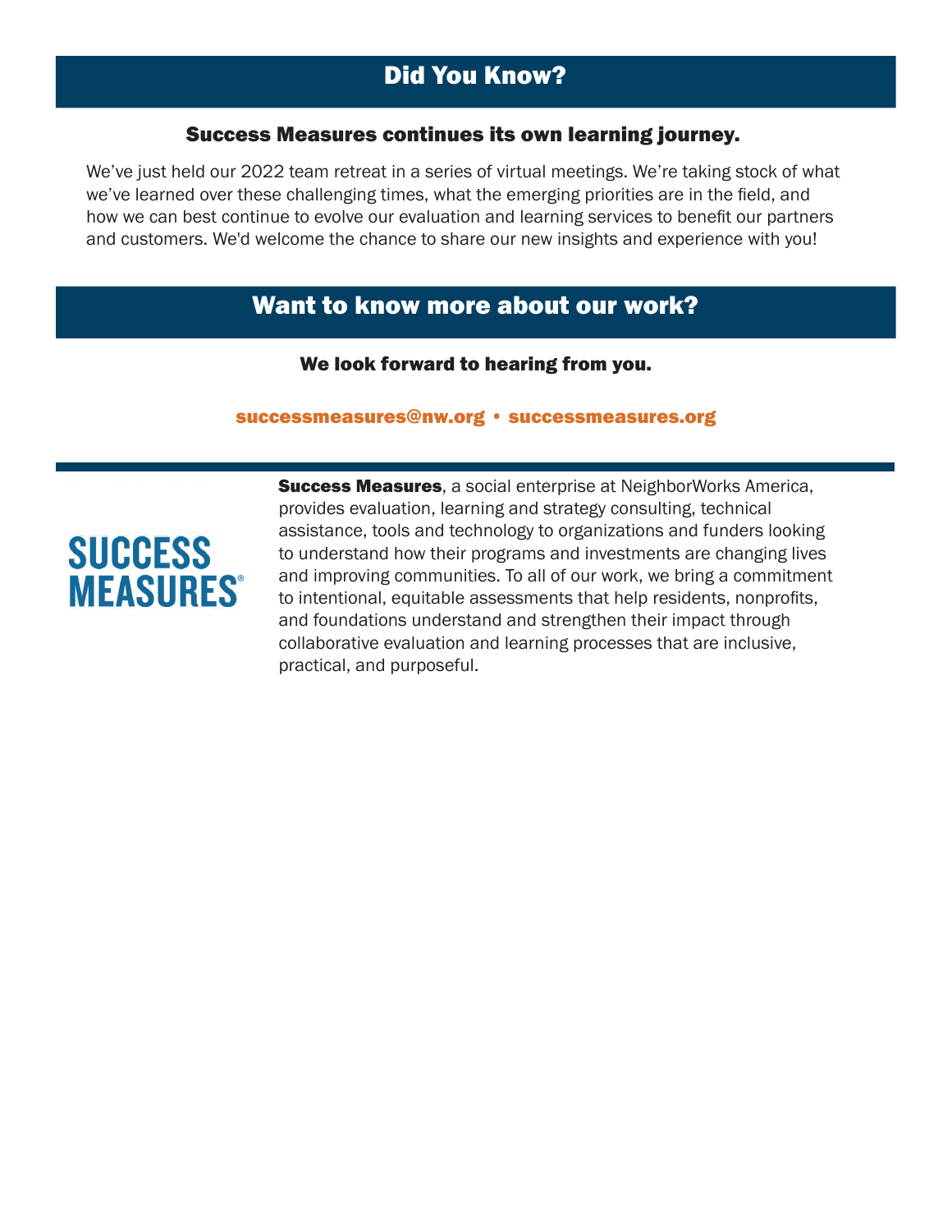## Did You Know?

### Success Measures continues its own learning journey.

We've just held our 2022 team retreat in a series of virtual meetings. We're taking stock of what we've learned over these challenging times, what the emerging priorities are in the field, and how we can best continue to evolve our evaluation and learning services to benefit our partners and customers. We'd welcome the chance to share our new insights and experience with you!

## Want to know more about our work?

### We look forward to hearing from you.

**successmeasures@nw.org • successmeasures.org**

SUCCESS MEASURES®

**Success Measures**, a social enterprise at NeighborWorks America, provides evaluation, learning and strategy consulting, technical assistance, tools and technology to organizations and funders looking to understand how their programs and investments are changing lives and improving communities. To all of our work, we bring a commitment to intentional, equitable assessments that help residents, nonprofits, and foundations understand and strengthen their impact through collaborative evaluation and learning processes that are inclusive, practical, and purposeful.